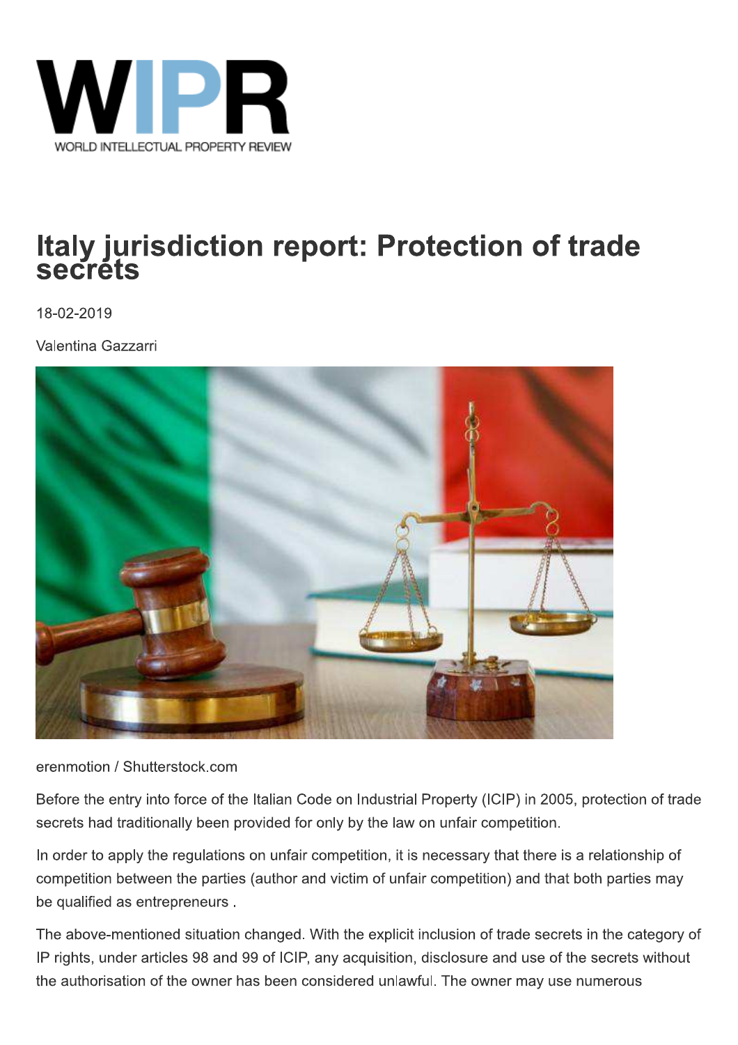WIPR

WORLD INTELLECTUAL PROPERTY REVIEW

# Italy jurisdiction report: Protection of trade secrets

18-02-2019

Valentina Gazzarri

erenmotion / Shutterstock.com

Before the entry into force of the Italian Code on Industrial Property (ICIP) in 2005, protection of trade secrets had traditionally been provided for only by the law on unfair competition.

In order to apply the regulations on unfair competition, it is necessary that there is a relationship of competition between the parties (author and victim of unfair competition) and that both parties may be qualified as entrepreneurs .

The above-mentioned situation changed. With the explicit inclusion of trade secrets in the category of IP rights, under articles 98 and 99 of ICIP, any acquisition, disclosure and use of the secrets without the authorisation of the owner has been considered unlawful. The owner may use numerous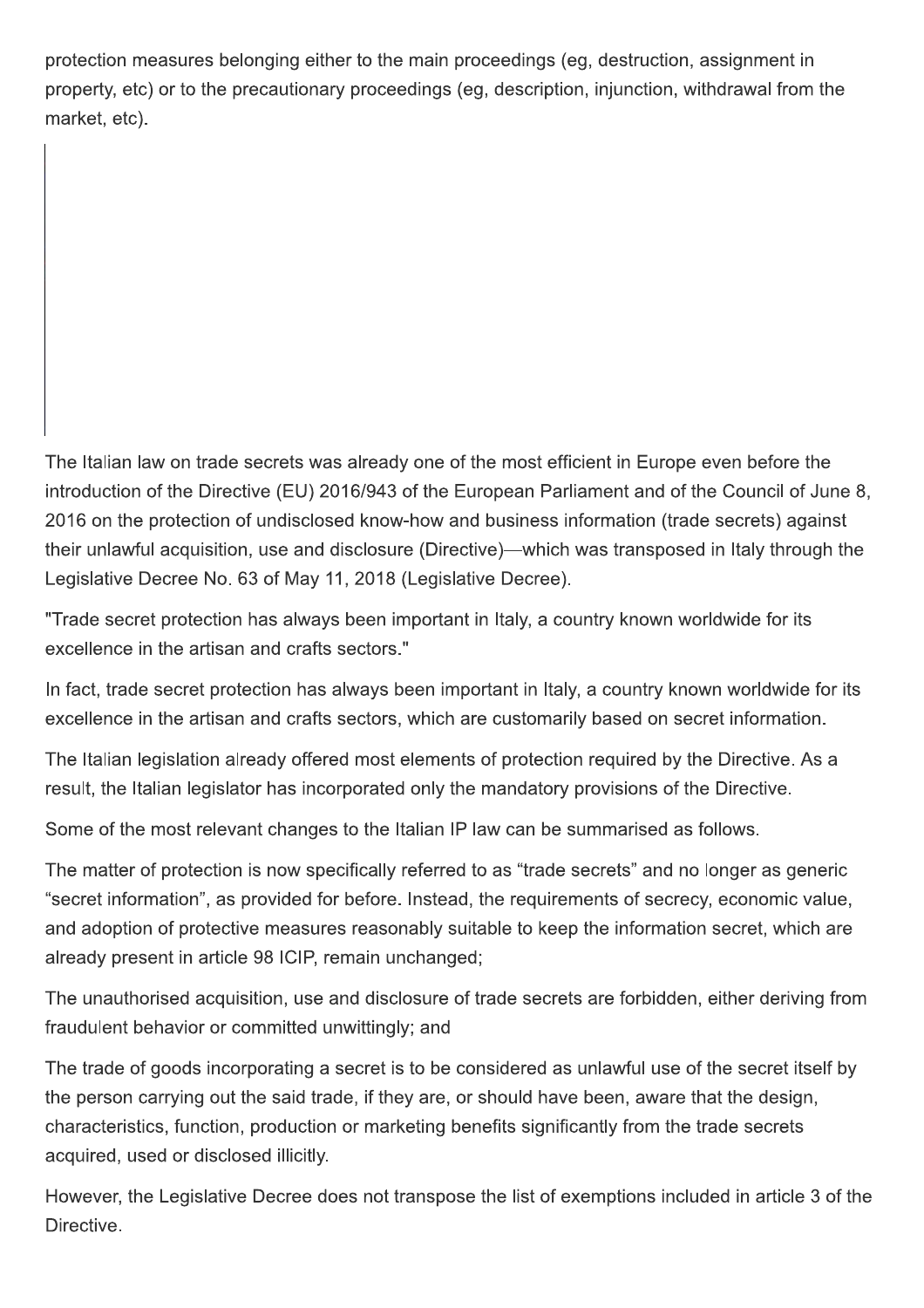protection measures belonging either to the main proceedings (eg, destruction, assignment in property, etc) or to the precautionary proceedings (eg, description, injunction, withdrawal from the market, etc).

The Italian law on trade secrets was already one of the most efficient in Europe even before the introduction of the Directive (EU) 2016/943 of the European Parliament and of the Council of June 8, 2016 on the protection of undisclosed know-how and business information (trade secrets) against their unlawful acquisition, use and disclosure (Directive)—which was transposed in Italy through the Legislative Decree No. 63 of May 11, 2018 (Legislative Decree).

"Trade secret protection has always been important in Italy, a country known worldwide for its excellence in the artisan and crafts sectors."

In fact, trade secret protection has always been important in Italy, a country known worldwide for its excellence in the artisan and crafts sectors, which are customarily based on secret information.

The Italian legislation already offered most elements of protection required by the Directive. As a result, the Italian legislator has incorporated only the mandatory provisions of the Directive.

Some of the most relevant changes to the Italian IP law can be summarised as follows.

The matter of protection is now specifically referred to as "trade secrets" and no longer as generic "secret information", as provided for before. Instead, the requirements of secrecy, economic value, and adoption of protective measures reasonably suitable to keep the information secret, which are already present in article 98 ICIP, remain unchanged;

The unauthorised acquisition, use and disclosure of trade secrets are forbidden, either deriving from fraudulent behavior or committed unwittingly; and

The trade of goods incorporating a secret is to be considered as unlawful use of the secret itself by the person carrying out the said trade, if they are, or should have been, aware that the design, characteristics, function, production or marketing benefits significantly from the trade secrets acquired, used or disclosed illicitly.

However, the Legislative Decree does not transpose the list of exemptions included in article 3 of the Directive.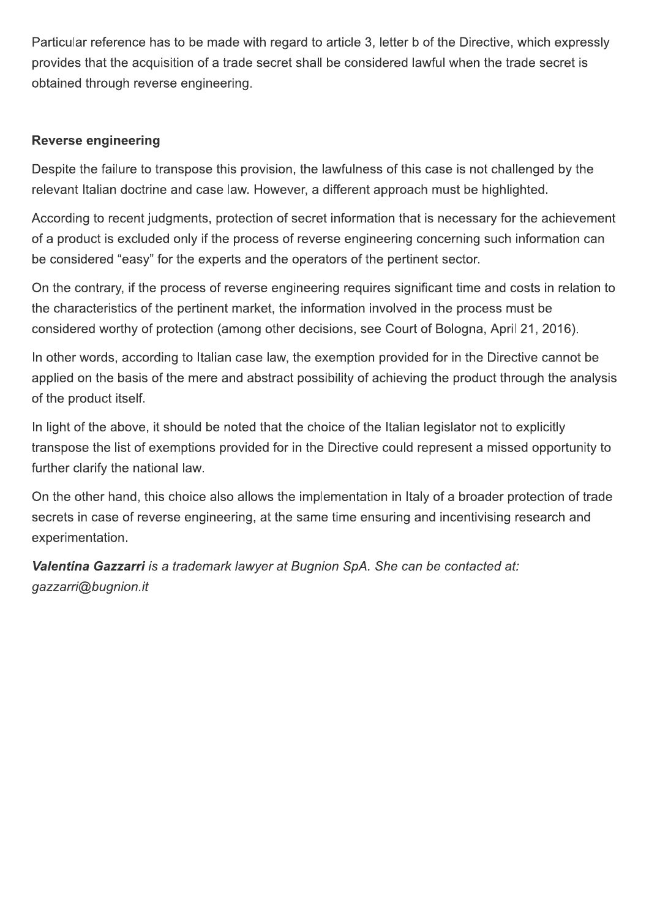Particular reference has to be made with regard to article 3, letter b of the Directive, which expressly provides that the acquisition of a trade secret shall be considered lawful when the trade secret is obtained through reverse engineering.

**Reverse engineering**

Despite the failure to transpose this provision, the lawfulness of this case is not challenged by the relevant Italian doctrine and case law. However, a different approach must be highlighted.

According to recent judgments, protection of secret information that is necessary for the achievement of a product is excluded only if the process of reverse engineering concerning such information can be considered "easy" for the experts and the operators of the pertinent sector.

On the contrary, if the process of reverse engineering requires significant time and costs in relation to the characteristics of the pertinent market, the information involved in the process must be considered worthy of protection (among other decisions, see Court of Bologna, April 21, 2016).

In other words, according to Italian case law, the exemption provided for in the Directive cannot be applied on the basis of the mere and abstract possibility of achieving the product through the analysis of the product itself.

In light of the above, it should be noted that the choice of the Italian legislator not to explicitly transpose the list of exemptions provided for in the Directive could represent a missed opportunity to further clarify the national law.

On the other hand, this choice also allows the implementation in Italy of a broader protection of trade secrets in case of reverse engineering, at the same time ensuring and incentivising research and experimentation.

***Valentina Gazzarri*** *is a trademark lawyer at Bugnion SpA. She can be contacted at: gazzarri@bugnion.it*